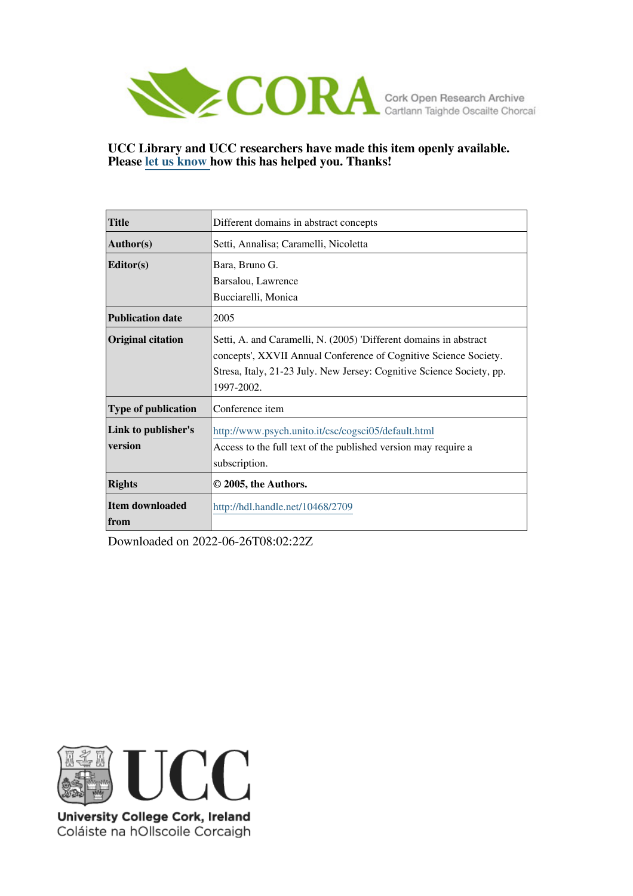CORA Cork Open Research Archive
Cartlann Taighde Oscailte Chorcaí

**UCC Library and UCC researchers have made this item openly available. Please let us know how this has helped you. Thanks!**

| | |
|---|---|
| **Title** | Different domains in abstract concepts |
| **Author(s)** | Setti, Annalisa; Caramelli, Nicoletta |
| **Editor(s)** | Bara, Bruno G.<br>Barsalou, Lawrence<br>Bucciarelli, Monica |
| **Publication date** | 2005 |
| **Original citation** | Setti, A. and Caramelli, N. (2005) 'Different domains in abstract concepts', XXVII Annual Conference of Cognitive Science Society. Stresa, Italy, 21-23 July. New Jersey: Cognitive Science Society, pp. 1997-2002. |
| **Type of publication** | Conference item |
| **Link to publisher's version** | http://www.psych.unito.it/csc/cogsci05/default.html<br>Access to the full text of the published version may require a subscription. |
| **Rights** | **© 2005, the Authors.** |
| **Item downloaded from** | http://hdl.handle.net/10468/2709 |

Downloaded on 2022-06-26T08:02:22Z

**University College Cork, Ireland**
Coláiste na hOllscoile Corcaigh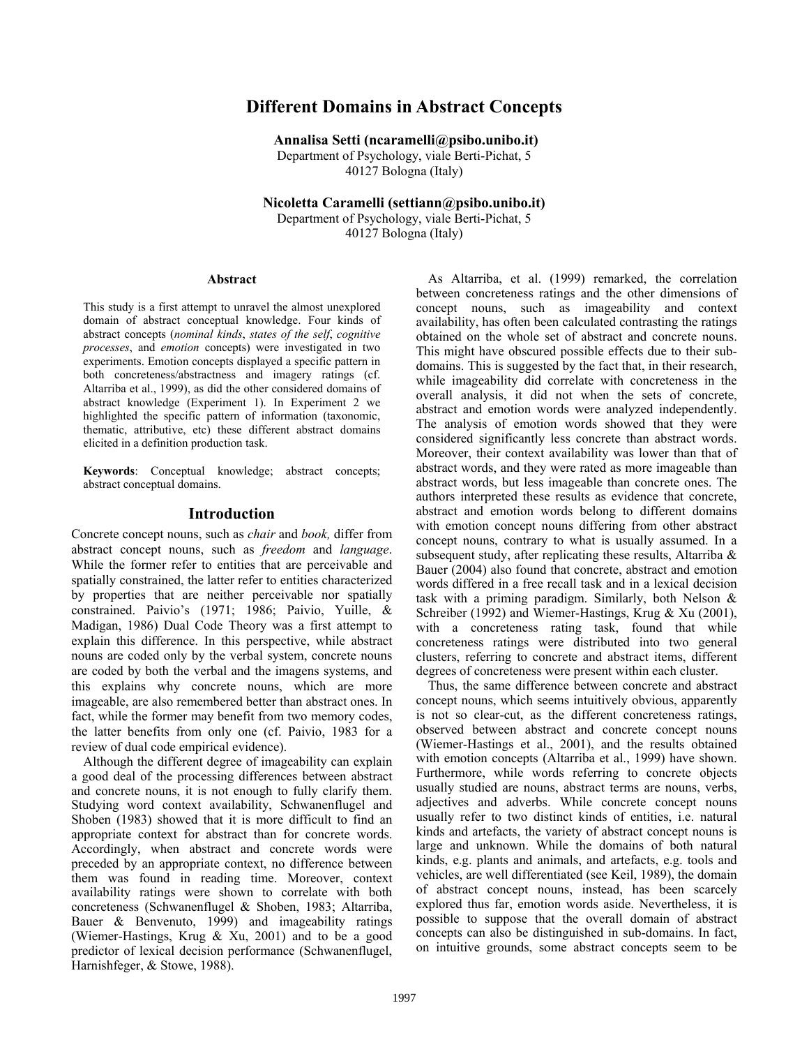# Different Domains in Abstract Concepts

**Annalisa Setti (ncaramelli@psibo.unibo.it)**
Department of Psychology, viale Berti-Pichat, 5
40127 Bologna (Italy)

**Nicoletta Caramelli (settiann@psibo.unibo.it)**
Department of Psychology, viale Berti-Pichat, 5
40127 Bologna (Italy)

## Abstract

This study is a first attempt to unravel the almost unexplored domain of abstract conceptual knowledge. Four kinds of abstract concepts (*nominal kinds*, *states of the self*, *cognitive processes*, and *emotion* concepts) were investigated in two experiments. Emotion concepts displayed a specific pattern in both concreteness/abstractness and imagery ratings (cf. Altarriba et al., 1999), as did the other considered domains of abstract knowledge (Experiment 1). In Experiment 2 we highlighted the specific pattern of information (taxonomic, thematic, attributive, etc) these different abstract domains elicited in a definition production task.

**Keywords**: Conceptual knowledge; abstract concepts; abstract conceptual domains.

## Introduction

Concrete concept nouns, such as *chair* and *book,* differ from abstract concept nouns, such as *freedom* and *language*. While the former refer to entities that are perceivable and spatially constrained, the latter refer to entities characterized by properties that are neither perceivable nor spatially constrained. Paivio's (1971; 1986; Paivio, Yuille, & Madigan, 1986) Dual Code Theory was a first attempt to explain this difference. In this perspective, while abstract nouns are coded only by the verbal system, concrete nouns are coded by both the verbal and the imagens systems, and this explains why concrete nouns, which are more imageable, are also remembered better than abstract ones. In fact, while the former may benefit from two memory codes, the latter benefits from only one (cf. Paivio, 1983 for a review of dual code empirical evidence).

Although the different degree of imageability can explain a good deal of the processing differences between abstract and concrete nouns, it is not enough to fully clarify them. Studying word context availability, Schwanenflugel and Shoben (1983) showed that it is more difficult to find an appropriate context for abstract than for concrete words. Accordingly, when abstract and concrete words were preceded by an appropriate context, no difference between them was found in reading time. Moreover, context availability ratings were shown to correlate with both concreteness (Schwanenflugel & Shoben, 1983; Altarriba, Bauer & Benvenuto, 1999) and imageability ratings (Wiemer-Hastings, Krug & Xu, 2001) and to be a good predictor of lexical decision performance (Schwanenflugel, Harnishfeger, & Stowe, 1988).

As Altarriba, et al. (1999) remarked, the correlation between concreteness ratings and the other dimensions of concept nouns, such as imageability and context availability, has often been calculated contrasting the ratings obtained on the whole set of abstract and concrete nouns. This might have obscured possible effects due to their sub-domains. This is suggested by the fact that, in their research, while imageability did correlate with concreteness in the overall analysis, it did not when the sets of concrete, abstract and emotion words were analyzed independently. The analysis of emotion words showed that they were considered significantly less concrete than abstract words. Moreover, their context availability was lower than that of abstract words, and they were rated as more imageable than abstract words, but less imageable than concrete ones. The authors interpreted these results as evidence that concrete, abstract and emotion words belong to different domains with emotion concept nouns differing from other abstract concept nouns, contrary to what is usually assumed. In a subsequent study, after replicating these results, Altarriba & Bauer (2004) also found that concrete, abstract and emotion words differed in a free recall task and in a lexical decision task with a priming paradigm. Similarly, both Nelson & Schreiber (1992) and Wiemer-Hastings, Krug & Xu (2001), with a concreteness rating task, found that while concreteness ratings were distributed into two general clusters, referring to concrete and abstract items, different degrees of concreteness were present within each cluster.

Thus, the same difference between concrete and abstract concept nouns, which seems intuitively obvious, apparently is not so clear-cut, as the different concreteness ratings, observed between abstract and concrete concept nouns (Wiemer-Hastings et al., 2001), and the results obtained with emotion concepts (Altarriba et al., 1999) have shown. Furthermore, while words referring to concrete objects usually studied are nouns, abstract terms are nouns, verbs, adjectives and adverbs. While concrete concept nouns usually refer to two distinct kinds of entities, i.e. natural kinds and artefacts, the variety of abstract concept nouns is large and unknown. While the domains of both natural kinds, e.g. plants and animals, and artefacts, e.g. tools and vehicles, are well differentiated (see Keil, 1989), the domain of abstract concept nouns, instead, has been scarcely explored thus far, emotion words aside. Nevertheless, it is possible to suppose that the overall domain of abstract concepts can also be distinguished in sub-domains. In fact, on intuitive grounds, some abstract concepts seem to be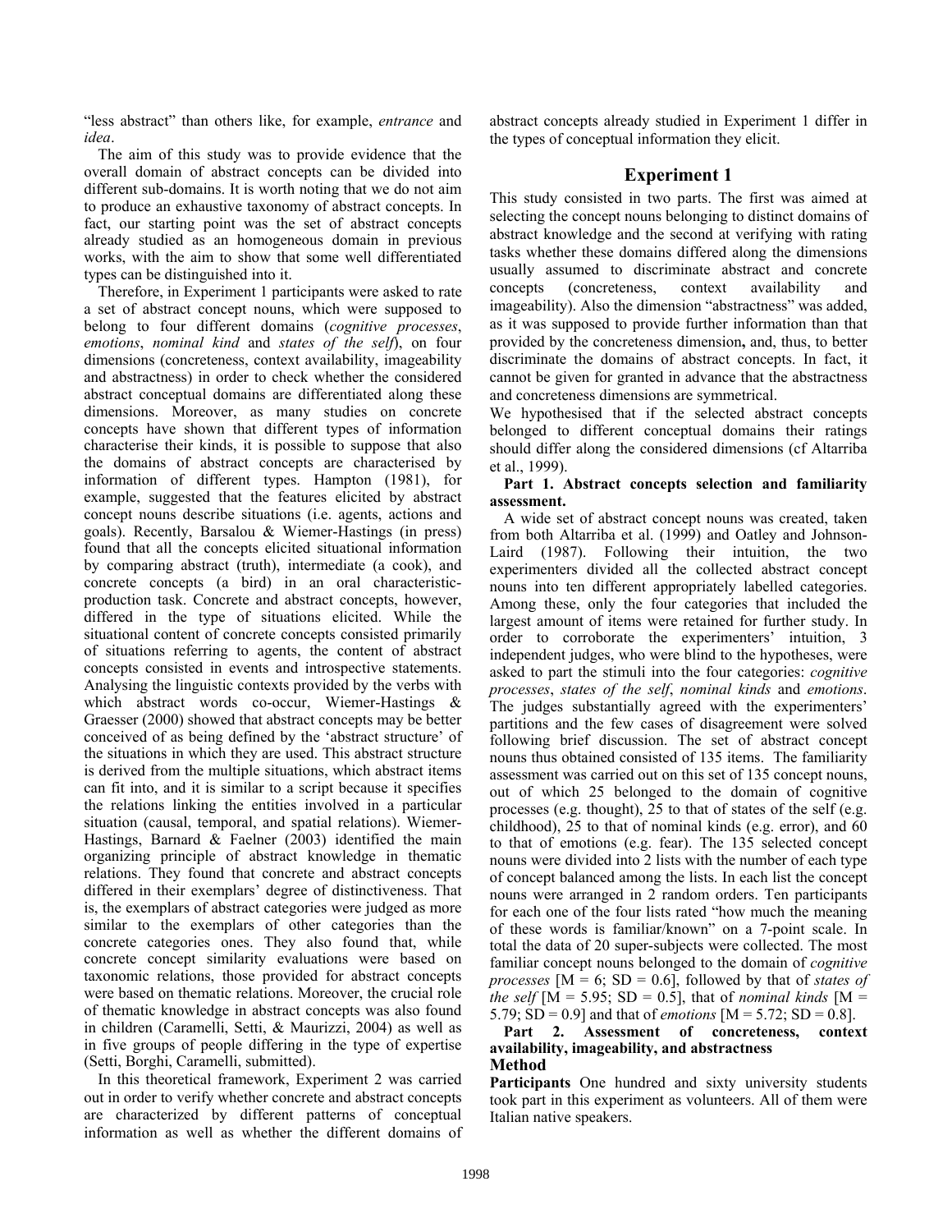"less abstract" than others like, for example, *entrance* and *idea*.

The aim of this study was to provide evidence that the overall domain of abstract concepts can be divided into different sub-domains. It is worth noting that we do not aim to produce an exhaustive taxonomy of abstract concepts. In fact, our starting point was the set of abstract concepts already studied as an homogeneous domain in previous works, with the aim to show that some well differentiated types can be distinguished into it.

Therefore, in Experiment 1 participants were asked to rate a set of abstract concept nouns, which were supposed to belong to four different domains (*cognitive processes*, *emotions*, *nominal kind* and *states of the self*), on four dimensions (concreteness, context availability, imageability and abstractness) in order to check whether the considered abstract conceptual domains are differentiated along these dimensions. Moreover, as many studies on concrete concepts have shown that different types of information characterise their kinds, it is possible to suppose that also the domains of abstract concepts are characterised by information of different types. Hampton (1981), for example, suggested that the features elicited by abstract concept nouns describe situations (i.e. agents, actions and goals). Recently, Barsalou & Wiemer-Hastings (in press) found that all the concepts elicited situational information by comparing abstract (truth), intermediate (a cook), and concrete concepts (a bird) in an oral characteristic-production task. Concrete and abstract concepts, however, differed in the type of situations elicited. While the situational content of concrete concepts consisted primarily of situations referring to agents, the content of abstract concepts consisted in events and introspective statements. Analysing the linguistic contexts provided by the verbs with which abstract words co-occur, Wiemer-Hastings & Graesser (2000) showed that abstract concepts may be better conceived of as being defined by the 'abstract structure' of the situations in which they are used. This abstract structure is derived from the multiple situations, which abstract items can fit into, and it is similar to a script because it specifies the relations linking the entities involved in a particular situation (causal, temporal, and spatial relations). Wiemer-Hastings, Barnard & Faelner (2003) identified the main organizing principle of abstract knowledge in thematic relations. They found that concrete and abstract concepts differed in their exemplars' degree of distinctiveness. That is, the exemplars of abstract categories were judged as more similar to the exemplars of other categories than the concrete categories ones. They also found that, while concrete concept similarity evaluations were based on taxonomic relations, those provided for abstract concepts were based on thematic relations. Moreover, the crucial role of thematic knowledge in abstract concepts was also found in children (Caramelli, Setti, & Maurizzi, 2004) as well as in five groups of people differing in the type of expertise (Setti, Borghi, Caramelli, submitted).

In this theoretical framework, Experiment 2 was carried out in order to verify whether concrete and abstract concepts are characterized by different patterns of conceptual information as well as whether the different domains of abstract concepts already studied in Experiment 1 differ in the types of conceptual information they elicit.

## Experiment 1

This study consisted in two parts. The first was aimed at selecting the concept nouns belonging to distinct domains of abstract knowledge and the second at verifying with rating tasks whether these domains differed along the dimensions usually assumed to discriminate abstract and concrete concepts (concreteness, context availability and imageability). Also the dimension "abstractness" was added, as it was supposed to provide further information than that provided by the concreteness dimension**,** and, thus, to better discriminate the domains of abstract concepts. In fact, it cannot be given for granted in advance that the abstractness and concreteness dimensions are symmetrical.

We hypothesised that if the selected abstract concepts belonged to different conceptual domains their ratings should differ along the considered dimensions (cf Altarriba et al., 1999).

**Part 1. Abstract concepts selection and familiarity assessment.**

A wide set of abstract concept nouns was created, taken from both Altarriba et al. (1999) and Oatley and Johnson-Laird (1987). Following their intuition, the two experimenters divided all the collected abstract concept nouns into ten different appropriately labelled categories. Among these, only the four categories that included the largest amount of items were retained for further study. In order to corroborate the experimenters' intuition, 3 independent judges, who were blind to the hypotheses, were asked to part the stimuli into the four categories: *cognitive processes*, *states of the self*, *nominal kinds* and *emotions*. The judges substantially agreed with the experimenters' partitions and the few cases of disagreement were solved following brief discussion. The set of abstract concept nouns thus obtained consisted of 135 items. The familiarity assessment was carried out on this set of 135 concept nouns, out of which 25 belonged to the domain of cognitive processes (e.g. thought), 25 to that of states of the self (e.g. childhood), 25 to that of nominal kinds (e.g. error), and 60 to that of emotions (e.g. fear). The 135 selected concept nouns were divided into 2 lists with the number of each type of concept balanced among the lists. In each list the concept nouns were arranged in 2 random orders. Ten participants for each one of the four lists rated "how much the meaning of these words is familiar/known" on a 7-point scale. In total the data of 20 super-subjects were collected. The most familiar concept nouns belonged to the domain of *cognitive processes* [M = 6; SD = 0.6], followed by that of *states of the self* [M = 5.95; SD = 0.5], that of *nominal kinds* [M = 5.79; SD = 0.9] and that of *emotions* [M = 5.72; SD = 0.8].

**Part 2. Assessment of concreteness, context availability, imageability, and abstractness**

### Method

**Participants** One hundred and sixty university students took part in this experiment as volunteers. All of them were Italian native speakers.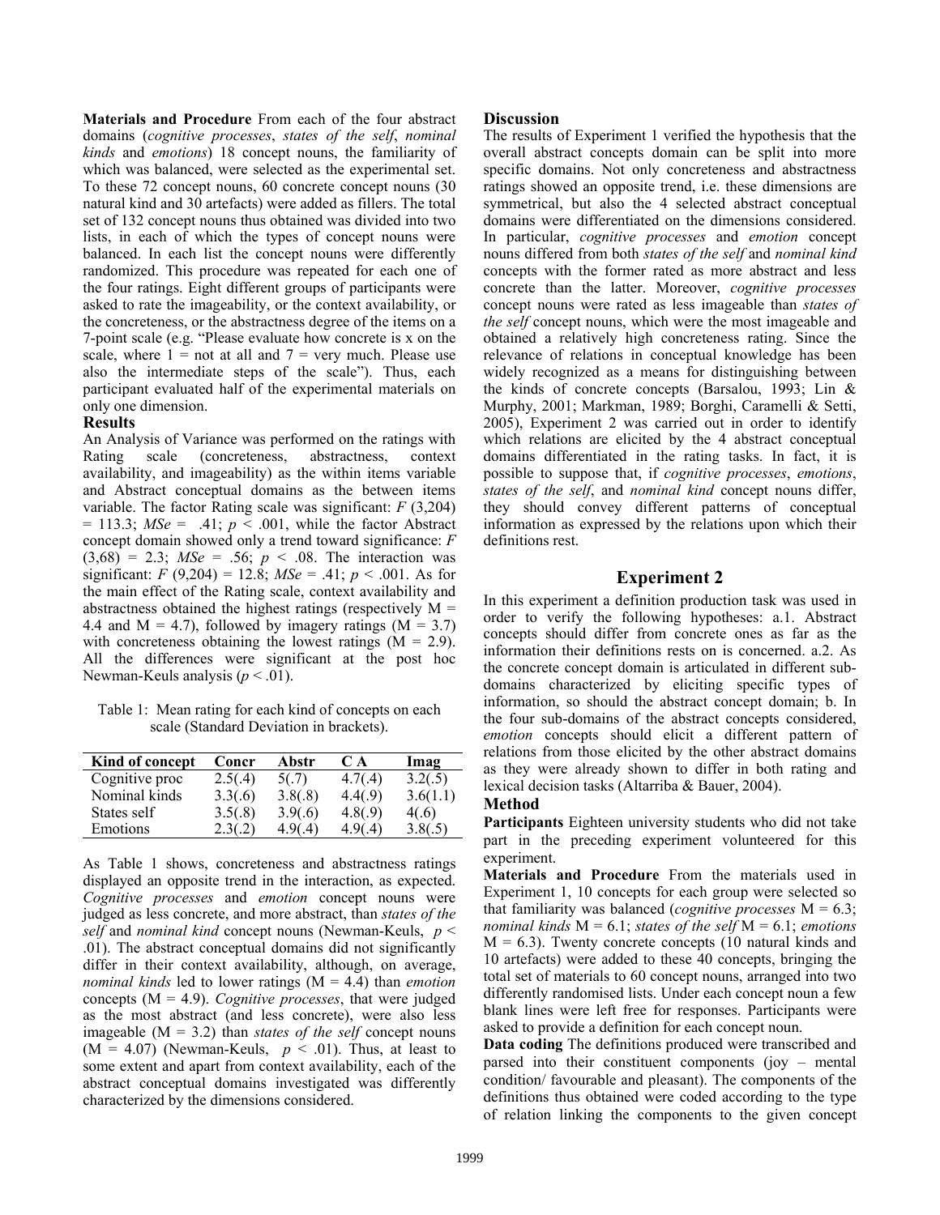**Materials and Procedure** From each of the four abstract domains (*cognitive processes*, *states of the self*, *nominal kinds* and *emotions*) 18 concept nouns, the familiarity of which was balanced, were selected as the experimental set. To these 72 concept nouns, 60 concrete concept nouns (30 natural kind and 30 artefacts) were added as fillers. The total set of 132 concept nouns thus obtained was divided into two lists, in each of which the types of concept nouns were balanced. In each list the concept nouns were differently randomized. This procedure was repeated for each one of the four ratings. Eight different groups of participants were asked to rate the imageability, or the context availability, or the concreteness, or the abstractness degree of the items on a 7-point scale (e.g. "Please evaluate how concrete is x on the scale, where 1 = not at all and 7 = very much. Please use also the intermediate steps of the scale"). Thus, each participant evaluated half of the experimental materials on only one dimension.

### Results

An Analysis of Variance was performed on the ratings with Rating scale (concreteness, abstractness, context availability, and imageability) as the within items variable and Abstract conceptual domains as the between items variable. The factor Rating scale was significant: $F(3,204) = 113.3$; $MSe = .41$; $p < .001$, while the factor Abstract concept domain showed only a trend toward significance: $F(3,68) = 2.3$; $MSe = .56$; $p < .08$. The interaction was significant: $F(9,204) = 12.8$; $MSe = .41$; $p < .001$. As for the main effect of the Rating scale, context availability and abstractness obtained the highest ratings (respectively $M = 4.4$ and $M = 4.7$), followed by imagery ratings ($M = 3.7$) with concreteness obtaining the lowest ratings ($M = 2.9$). All the differences were significant at the post hoc Newman-Keuls analysis ($p < .01$).

Table 1: Mean rating for each kind of concepts on each scale (Standard Deviation in brackets).

| Kind of concept | Concr | Abstr | C A | Imag |
|---|---|---|---|---|
| Cognitive proc | 2.5(.4) | 5(.7) | 4.7(.4) | 3.2(.5) |
| Nominal kinds | 3.3(.6) | 3.8(.8) | 4.4(.9) | 3.6(1.1) |
| States self | 3.5(.8) | 3.9(.6) | 4.8(.9) | 4(.6) |
| Emotions | 2.3(.2) | 4.9(.4) | 4.9(.4) | 3.8(.5) |

As Table 1 shows, concreteness and abstractness ratings displayed an opposite trend in the interaction, as expected. *Cognitive processes* and *emotion* concept nouns were judged as less concrete, and more abstract, than *states of the self* and *nominal kind* concept nouns (Newman-Keuls, $p < .01$). The abstract conceptual domains did not significantly differ in their context availability, although, on average, *nominal kinds* led to lower ratings ($M = 4.4$) than *emotion* concepts ($M = 4.9$). *Cognitive processes*, that were judged as the most abstract (and less concrete), were also less imageable ($M = 3.2$) than *states of the self* concept nouns ($M = 4.07$) (Newman-Keuls, $p < .01$). Thus, at least to some extent and apart from context availability, each of the abstract conceptual domains investigated was differently characterized by the dimensions considered.

### Discussion

The results of Experiment 1 verified the hypothesis that the overall abstract concepts domain can be split into more specific domains. Not only concreteness and abstractness ratings showed an opposite trend, i.e. these dimensions are symmetrical, but also the 4 selected abstract conceptual domains were differentiated on the dimensions considered. In particular, *cognitive processes* and *emotion* concept nouns differed from both *states of the self* and *nominal kind* concepts with the former rated as more abstract and less concrete than the latter. Moreover, *cognitive processes* concept nouns were rated as less imageable than *states of the self* concept nouns, which were the most imageable and obtained a relatively high concreteness rating. Since the relevance of relations in conceptual knowledge has been widely recognized as a means for distinguishing between the kinds of concrete concepts (Barsalou, 1993; Lin & Murphy, 2001; Markman, 1989; Borghi, Caramelli & Setti, 2005), Experiment 2 was carried out in order to identify which relations are elicited by the 4 abstract conceptual domains differentiated in the rating tasks. In fact, it is possible to suppose that, if *cognitive processes*, *emotions*, *states of the self*, and *nominal kind* concept nouns differ, they should convey different patterns of conceptual information as expressed by the relations upon which their definitions rest.

## Experiment 2

In this experiment a definition production task was used in order to verify the following hypotheses: a.1. Abstract concepts should differ from concrete ones as far as the information their definitions rests on is concerned. a.2. As the concrete concept domain is articulated in different sub-domains characterized by eliciting specific types of information, so should the abstract concept domain; b. In the four sub-domains of the abstract concepts considered, *emotion* concepts should elicit a different pattern of relations from those elicited by the other abstract domains as they were already shown to differ in both rating and lexical decision tasks (Altarriba & Bauer, 2004).

### Method

**Participants** Eighteen university students who did not take part in the preceding experiment volunteered for this experiment.

**Materials and Procedure** From the materials used in Experiment 1, 10 concepts for each group were selected so that familiarity was balanced (*cognitive processes* $M = 6.3$; *nominal kinds* $M = 6.1$; *states of the self* $M = 6.1$; *emotions* $M = 6.3$). Twenty concrete concepts (10 natural kinds and 10 artefacts) were added to these 40 concepts, bringing the total set of materials to 60 concept nouns, arranged into two differently randomised lists. Under each concept noun a few blank lines were left free for responses. Participants were asked to provide a definition for each concept noun.

**Data coding** The definitions produced were transcribed and parsed into their constituent components (joy – mental condition/ favourable and pleasant). The components of the definitions thus obtained were coded according to the type of relation linking the components to the given concept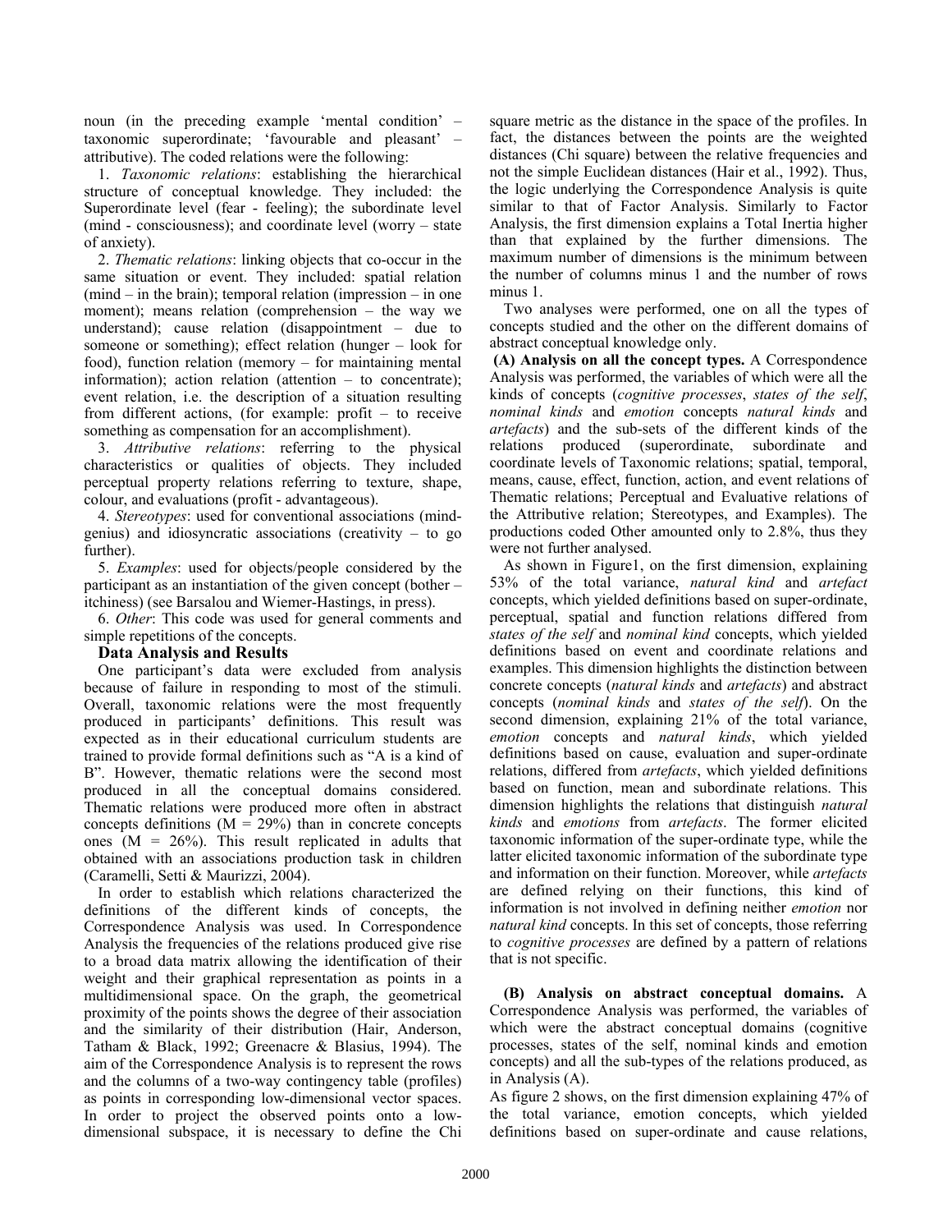noun (in the preceding example 'mental condition' – taxonomic superordinate; 'favourable and pleasant' – attributive). The coded relations were the following:

1. *Taxonomic relations*: establishing the hierarchical structure of conceptual knowledge. They included: the Superordinate level (fear - feeling); the subordinate level (mind - consciousness); and coordinate level (worry – state of anxiety).

2. *Thematic relations*: linking objects that co-occur in the same situation or event. They included: spatial relation (mind – in the brain); temporal relation (impression – in one moment); means relation (comprehension – the way we understand); cause relation (disappointment – due to someone or something); effect relation (hunger – look for food), function relation (memory – for maintaining mental information); action relation (attention – to concentrate); event relation, i.e. the description of a situation resulting from different actions, (for example: profit – to receive something as compensation for an accomplishment).

3. *Attributive relations*: referring to the physical characteristics or qualities of objects. They included perceptual property relations referring to texture, shape, colour, and evaluations (profit - advantageous).

4. *Stereotypes*: used for conventional associations (mind-genius) and idiosyncratic associations (creativity – to go further).

5. *Examples*: used for objects/people considered by the participant as an instantiation of the given concept (bother – itchiness) (see Barsalou and Wiemer-Hastings, in press).

6. *Other*: This code was used for general comments and simple repetitions of the concepts.

## Data Analysis and Results

One participant's data were excluded from analysis because of failure in responding to most of the stimuli. Overall, taxonomic relations were the most frequently produced in participants' definitions. This result was expected as in their educational curriculum students are trained to provide formal definitions such as "A is a kind of B". However, thematic relations were the second most produced in all the conceptual domains considered. Thematic relations were produced more often in abstract concepts definitions (M = 29%) than in concrete concepts ones (M = 26%). This result replicated in adults that obtained with an associations production task in children (Caramelli, Setti & Maurizzi, 2004).

In order to establish which relations characterized the definitions of the different kinds of concepts, the Correspondence Analysis was used. In Correspondence Analysis the frequencies of the relations produced give rise to a broad data matrix allowing the identification of their weight and their graphical representation as points in a multidimensional space. On the graph, the geometrical proximity of the points shows the degree of their association and the similarity of their distribution (Hair, Anderson, Tatham & Black, 1992; Greenacre & Blasius, 1994). The aim of the Correspondence Analysis is to represent the rows and the columns of a two-way contingency table (profiles) as points in corresponding low-dimensional vector spaces. In order to project the observed points onto a low-dimensional subspace, it is necessary to define the Chi square metric as the distance in the space of the profiles. In fact, the distances between the points are the weighted distances (Chi square) between the relative frequencies and not the simple Euclidean distances (Hair et al., 1992). Thus, the logic underlying the Correspondence Analysis is quite similar to that of Factor Analysis. Similarly to Factor Analysis, the first dimension explains a Total Inertia higher than that explained by the further dimensions. The maximum number of dimensions is the minimum between the number of columns minus 1 and the number of rows minus 1.

Two analyses were performed, one on all the types of concepts studied and the other on the different domains of abstract conceptual knowledge only.

**(A) Analysis on all the concept types.** A Correspondence Analysis was performed, the variables of which were all the kinds of concepts (*cognitive processes*, *states of the self*, *nominal kinds* and *emotion* concepts *natural kinds* and *artefacts*) and the sub-sets of the different kinds of the relations produced (superordinate, subordinate and coordinate levels of Taxonomic relations; spatial, temporal, means, cause, effect, function, action, and event relations of Thematic relations; Perceptual and Evaluative relations of the Attributive relation; Stereotypes, and Examples). The productions coded Other amounted only to 2.8%, thus they were not further analysed.

As shown in Figure1, on the first dimension, explaining 53% of the total variance, *natural kind* and *artefact* concepts, which yielded definitions based on super-ordinate, perceptual, spatial and function relations differed from *states of the self* and *nominal kind* concepts, which yielded definitions based on event and coordinate relations and examples. This dimension highlights the distinction between concrete concepts (*natural kinds* and *artefacts*) and abstract concepts (*nominal kinds* and *states of the self*). On the second dimension, explaining 21% of the total variance, *emotion* concepts and *natural kinds*, which yielded definitions based on cause, evaluation and super-ordinate relations, differed from *artefacts*, which yielded definitions based on function, mean and subordinate relations. This dimension highlights the relations that distinguish *natural kinds* and *emotions* from *artefacts*. The former elicited taxonomic information of the super-ordinate type, while the latter elicited taxonomic information of the subordinate type and information on their function. Moreover, while *artefacts* are defined relying on their functions, this kind of information is not involved in defining neither *emotion* nor *natural kind* concepts. In this set of concepts, those referring to *cognitive processes* are defined by a pattern of relations that is not specific.

**(B) Analysis on abstract conceptual domains.** A Correspondence Analysis was performed, the variables of which were the abstract conceptual domains (cognitive processes, states of the self, nominal kinds and emotion concepts) and all the sub-types of the relations produced, as in Analysis (A).

As figure 2 shows, on the first dimension explaining 47% of the total variance, emotion concepts, which yielded definitions based on super-ordinate and cause relations,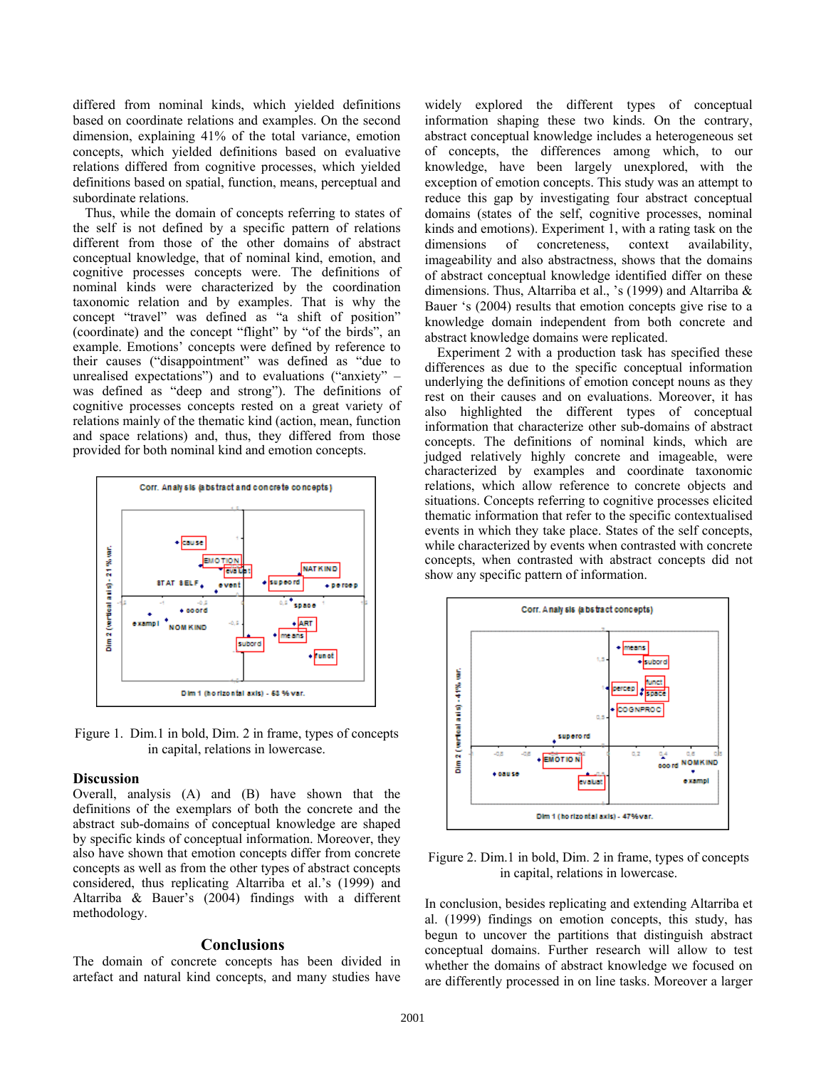differed from nominal kinds, which yielded definitions based on coordinate relations and examples. On the second dimension, explaining 41% of the total variance, emotion concepts, which yielded definitions based on evaluative relations differed from cognitive processes, which yielded definitions based on spatial, function, means, perceptual and subordinate relations.

Thus, while the domain of concepts referring to states of the self is not defined by a specific pattern of relations different from those of the other domains of abstract conceptual knowledge, that of nominal kind, emotion, and cognitive processes concepts were. The definitions of nominal kinds were characterized by the coordination taxonomic relation and by examples. That is why the concept "travel" was defined as "a shift of position" (coordinate) and the concept "flight" by "of the birds", an example. Emotions' concepts were defined by reference to their causes ("disappointment" was defined as "due to unrealised expectations") and to evaluations ("anxiety" – was defined as "deep and strong"). The definitions of cognitive processes concepts rested on a great variety of relations mainly of the thematic kind (action, mean, function and space relations) and, thus, they differed from those provided for both nominal kind and emotion concepts.

Figure 1. Dim.1 in bold, Dim. 2 in frame, types of concepts in capital, relations in lowercase.

## Discussion

Overall, analysis (A) and (B) have shown that the definitions of the exemplars of both the concrete and the abstract sub-domains of conceptual knowledge are shaped by specific kinds of conceptual information. Moreover, they also have shown that emotion concepts differ from concrete concepts as well as from the other types of abstract concepts considered, thus replicating Altarriba et al.'s (1999) and Altarriba & Bauer's (2004) findings with a different methodology.

## Conclusions

The domain of concrete concepts has been divided in artefact and natural kind concepts, and many studies have widely explored the different types of conceptual information shaping these two kinds. On the contrary, abstract conceptual knowledge includes a heterogeneous set of concepts, the differences among which, to our knowledge, have been largely unexplored, with the exception of emotion concepts. This study was an attempt to reduce this gap by investigating four abstract conceptual domains (states of the self, cognitive processes, nominal kinds and emotions). Experiment 1, with a rating task on the dimensions of concreteness, context availability, imageability and also abstractness, shows that the domains of abstract conceptual knowledge identified differ on these dimensions. Thus, Altarriba et al., 's (1999) and Altarriba & Bauer 's (2004) results that emotion concepts give rise to a knowledge domain independent from both concrete and abstract knowledge domains were replicated.

Experiment 2 with a production task has specified these differences as due to the specific conceptual information underlying the definitions of emotion concept nouns as they rest on their causes and on evaluations. Moreover, it has also highlighted the different types of conceptual information that characterize other sub-domains of abstract concepts. The definitions of nominal kinds, which are judged relatively highly concrete and imageable, were characterized by examples and coordinate taxonomic relations, which allow reference to concrete objects and situations. Concepts referring to cognitive processes elicited thematic information that refer to the specific contextualised events in which they take place. States of the self concepts, while characterized by events when contrasted with concrete concepts, when contrasted with abstract concepts did not show any specific pattern of information.

Figure 2. Dim.1 in bold, Dim. 2 in frame, types of concepts in capital, relations in lowercase.

In conclusion, besides replicating and extending Altarriba et al. (1999) findings on emotion concepts, this study, has begun to uncover the partitions that distinguish abstract conceptual domains. Further research will allow to test whether the domains of abstract knowledge we focused on are differently processed in on line tasks. Moreover a larger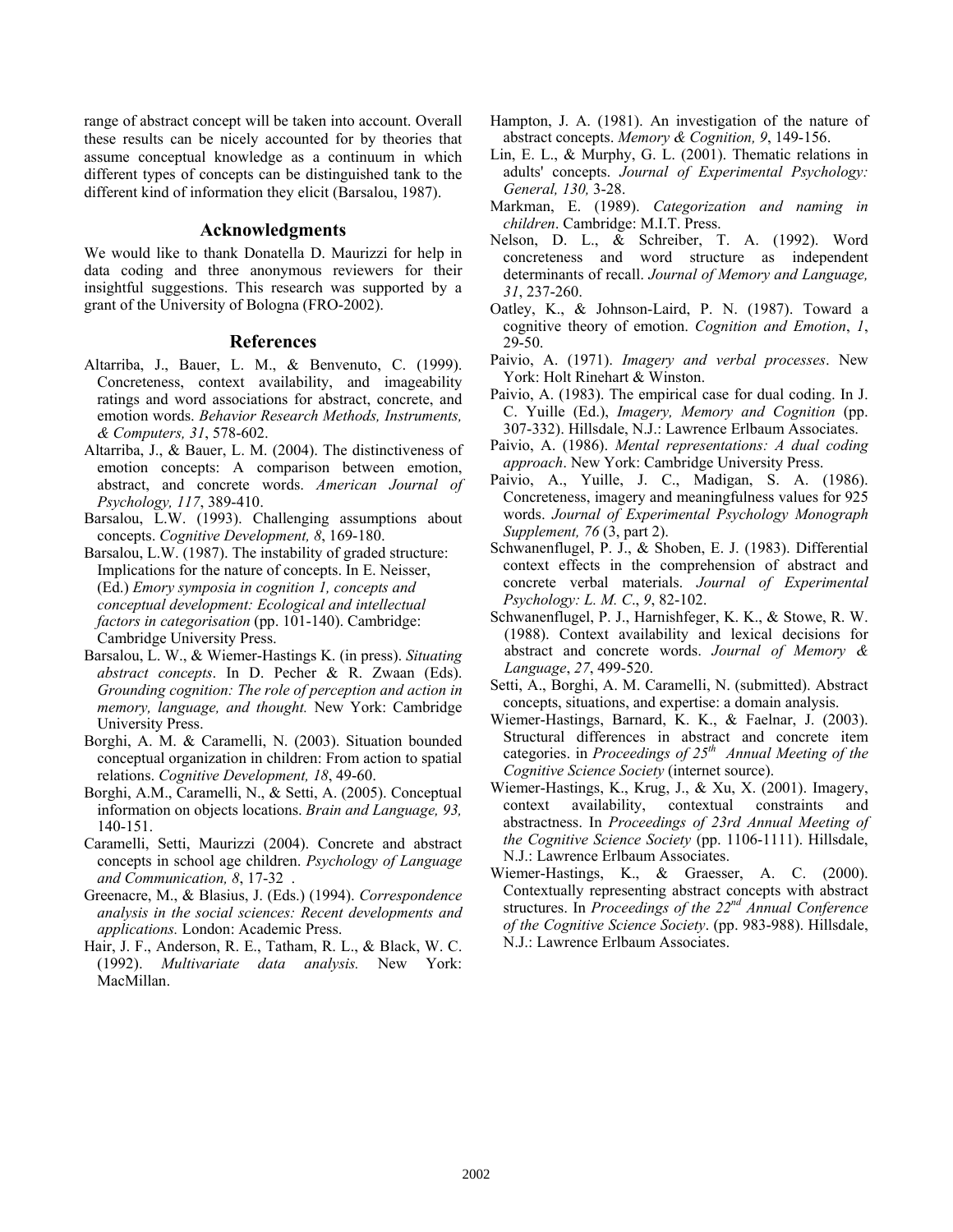range of abstract concept will be taken into account. Overall these results can be nicely accounted for by theories that assume conceptual knowledge as a continuum in which different types of concepts can be distinguished tank to the different kind of information they elicit (Barsalou, 1987).

## Acknowledgments

We would like to thank Donatella D. Maurizzi for help in data coding and three anonymous reviewers for their insightful suggestions. This research was supported by a grant of the University of Bologna (FRO-2002).

## References

Altarriba, J., Bauer, L. M., & Benvenuto, C. (1999). Concreteness, context availability, and imageability ratings and word associations for abstract, concrete, and emotion words. *Behavior Research Methods, Instruments, & Computers, 31*, 578-602.

Altarriba, J., & Bauer, L. M. (2004). The distinctiveness of emotion concepts: A comparison between emotion, abstract, and concrete words. *American Journal of Psychology, 117*, 389-410.

Barsalou, L.W. (1993). Challenging assumptions about concepts. *Cognitive Development, 8*, 169-180.

Barsalou, L.W. (1987). The instability of graded structure: Implications for the nature of concepts. In E. Neisser, (Ed.) *Emory symposia in cognition 1, concepts and conceptual development: Ecological and intellectual factors in categorisation* (pp. 101-140). Cambridge: Cambridge University Press.

Barsalou, L. W., & Wiemer-Hastings K. (in press). *Situating abstract concepts*. In D. Pecher & R. Zwaan (Eds). *Grounding cognition: The role of perception and action in memory, language, and thought.* New York: Cambridge University Press.

Borghi, A. M. & Caramelli, N. (2003). Situation bounded conceptual organization in children: From action to spatial relations. *Cognitive Development, 18*, 49-60.

Borghi, A.M., Caramelli, N., & Setti, A. (2005). Conceptual information on objects locations. *Brain and Language, 93,* 140-151.

Caramelli, Setti, Maurizzi (2004). Concrete and abstract concepts in school age children. *Psychology of Language and Communication, 8*, 17-32 .

Greenacre, M., & Blasius, J. (Eds.) (1994). *Correspondence analysis in the social sciences: Recent developments and applications.* London: Academic Press.

Hair, J. F., Anderson, R. E., Tatham, R. L., & Black, W. C. (1992). *Multivariate data analysis.* New York: MacMillan.

Hampton, J. A. (1981). An investigation of the nature of abstract concepts. *Memory & Cognition, 9*, 149-156.

Lin, E. L., & Murphy, G. L. (2001). Thematic relations in adults' concepts. *Journal of Experimental Psychology: General, 130,* 3-28.

Markman, E. (1989). *Categorization and naming in children*. Cambridge: M.I.T. Press.

Nelson, D. L., & Schreiber, T. A. (1992). Word concreteness and word structure as independent determinants of recall. *Journal of Memory and Language, 31*, 237-260.

Oatley, K., & Johnson-Laird, P. N. (1987). Toward a cognitive theory of emotion. *Cognition and Emotion*, *1*, 29-50.

Paivio, A. (1971). *Imagery and verbal processes*. New York: Holt Rinehart & Winston.

Paivio, A. (1983). The empirical case for dual coding. In J. C. Yuille (Ed.), *Imagery, Memory and Cognition* (pp. 307-332). Hillsdale, N.J.: Lawrence Erlbaum Associates.

Paivio, A. (1986). *Mental representations: A dual coding approach*. New York: Cambridge University Press.

Paivio, A., Yuille, J. C., Madigan, S. A. (1986). Concreteness, imagery and meaningfulness values for 925 words. *Journal of Experimental Psychology Monograph Supplement, 76* (3, part 2).

Schwanenflugel, P. J., & Shoben, E. J. (1983). Differential context effects in the comprehension of abstract and concrete verbal materials. *Journal of Experimental Psychology: L. M. C*., *9*, 82-102.

Schwanenflugel, P. J., Harnishfeger, K. K., & Stowe, R. W. (1988). Context availability and lexical decisions for abstract and concrete words. *Journal of Memory & Language*, *27*, 499-520.

Setti, A., Borghi, A. M. Caramelli, N. (submitted). Abstract concepts, situations, and expertise: a domain analysis.

Wiemer-Hastings, Barnard, K. K., & Faelnar, J. (2003). Structural differences in abstract and concrete item categories. in *Proceedings of 25th Annual Meeting of the Cognitive Science Society* (internet source).

Wiemer-Hastings, K., Krug, J., & Xu, X. (2001). Imagery, context availability, contextual constraints and abstractness. In *Proceedings of 23rd Annual Meeting of the Cognitive Science Society* (pp. 1106-1111). Hillsdale, N.J.: Lawrence Erlbaum Associates.

Wiemer-Hastings, K., & Graesser, A. C. (2000). Contextually representing abstract concepts with abstract structures. In *Proceedings of the 22nd Annual Conference of the Cognitive Science Society*. (pp. 983-988). Hillsdale, N.J.: Lawrence Erlbaum Associates.